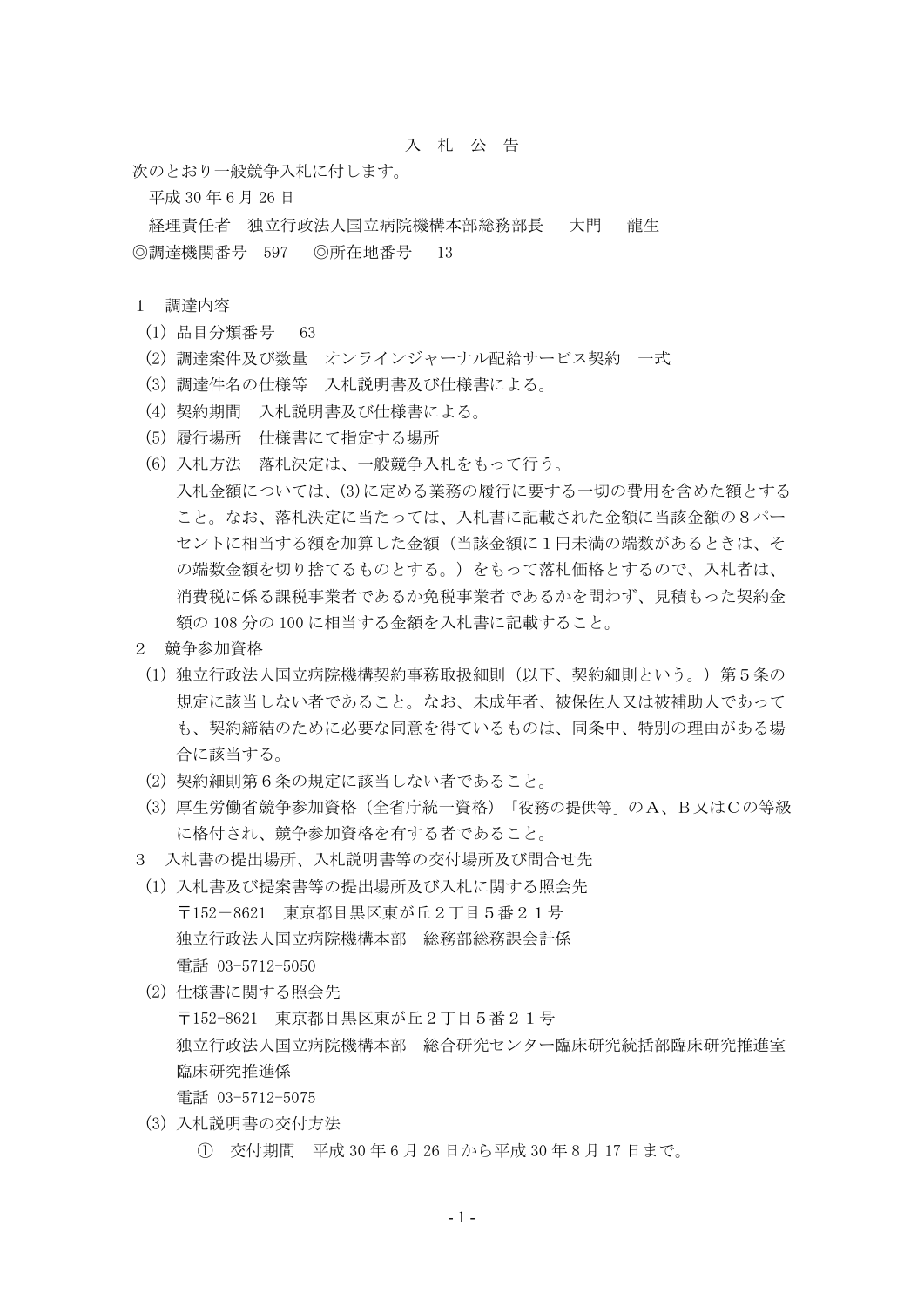# 入　札　公　告

次のとおり一般競争入札に付します。

平成 30 年 6 月 26 日

経理責任者　独立行政法人国立病院機構本部総務部長　　大門　　龍生

◎調達機関番号　597　　◎所在地番号　　13

1　調達内容

(1) 品目分類番号　　63

(2) 調達案件及び数量　オンラインジャーナル配給サービス契約　一式

(3) 調達件名の仕様等　入札説明書及び仕様書による。

(4) 契約期間　入札説明書及び仕様書による。

(5) 履行場所　仕様書にて指定する場所

(6) 入札方法　落札決定は、一般競争入札をもって行う。

入札金額については、(3)に定める業務の履行に要する一切の費用を含めた額とすること。なお、落札決定に当たっては、入札書に記載された金額に当該金額の８パーセントに相当する額を加算した金額（当該金額に１円未満の端数があるときは、その端数金額を切り捨てるものとする。）をもって落札価格とするので、入札者は、消費税に係る課税事業者であるか免税事業者であるかを問わず、見積もった契約金額の 108 分の 100 に相当する金額を入札書に記載すること。

2　競争参加資格

(1) 独立行政法人国立病院機構契約事務取扱細則（以下、契約細則という。）第５条の規定に該当しない者であること。なお、未成年者、被保佐人又は被補助人であっても、契約締結のために必要な同意を得ているものは、同条中、特別の理由がある場合に該当する。

(2) 契約細則第６条の規定に該当しない者であること。

(3) 厚生労働省競争参加資格（全省庁統一資格）「役務の提供等」のＡ、Ｂ又はＣの等級に格付され、競争参加資格を有する者であること。

3　入札書の提出場所、入札説明書等の交付場所及び問合せ先

(1) 入札書及び提案書等の提出場所及び入札に関する照会先

〒152－8621　東京都目黒区東が丘２丁目５番２１号

独立行政法人国立病院機構本部　総務部総務課会計係

電話 03-5712-5050

(2) 仕様書に関する照会先

〒152-8621　東京都目黒区東が丘２丁目５番２１号

独立行政法人国立病院機構本部　総合研究センター臨床研究統括部臨床研究推進室臨床研究推進係

電話 03-5712-5075

(3) 入札説明書の交付方法

①　交付期間　平成 30 年 6 月 26 日から平成 30 年 8 月 17 日まで。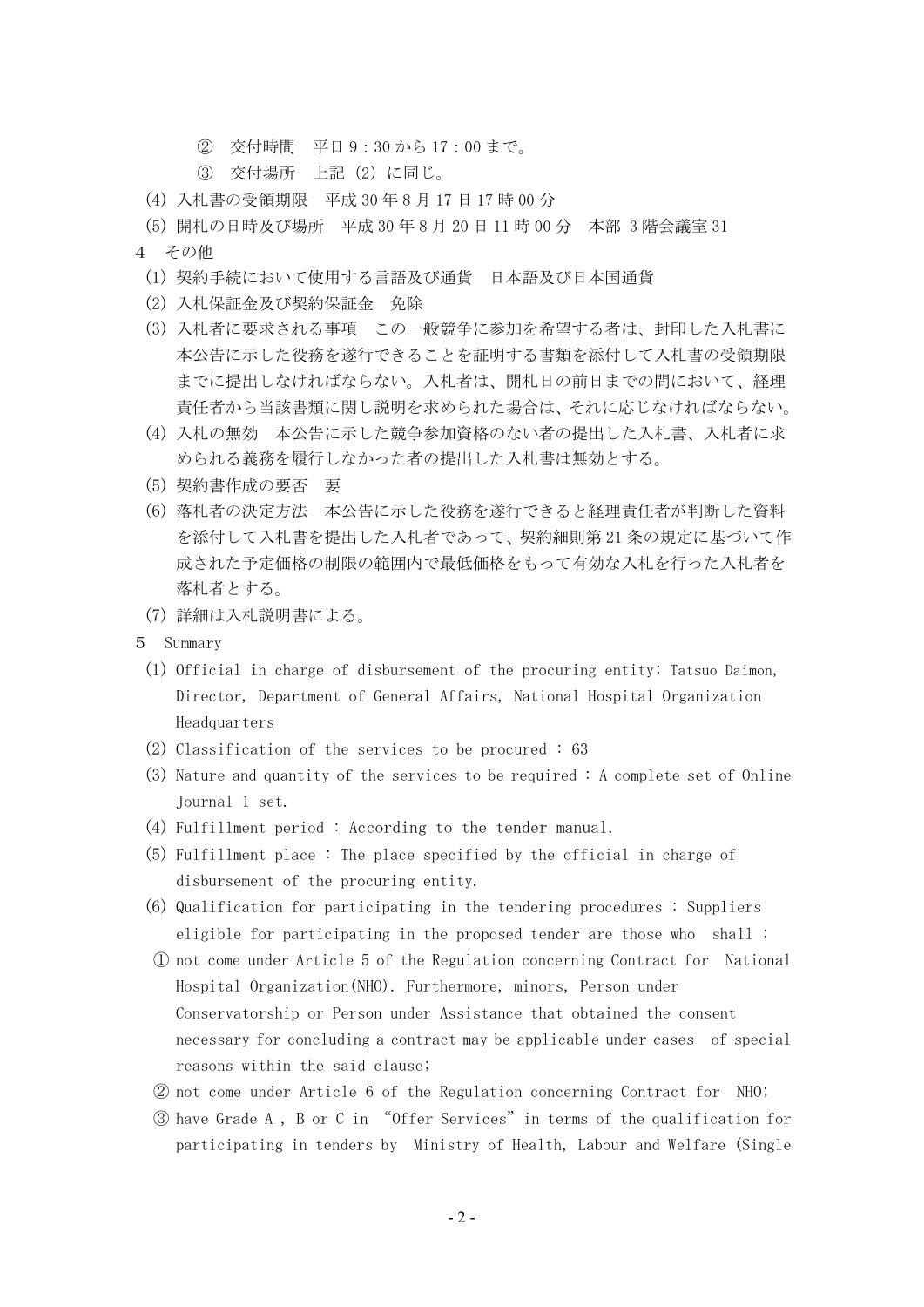② 交付時間　平日 9：30 から 17：00 まで。

③ 交付場所　上記（2）に同じ。

(4) 入札書の受領期限　平成 30 年 8 月 17 日 17 時 00 分

(5) 開札の日時及び場所　平成 30 年 8 月 20 日 11 時 00 分　本部 3 階会議室 31

4　その他

(1) 契約手続において使用する言語及び通貨　日本語及び日本国通貨

(2) 入札保証金及び契約保証金　免除

(3) 入札者に要求される事項　この一般競争に参加を希望する者は、封印した入札書に本公告に示した役務を遂行できることを証明する書類を添付して入札書の受領期限までに提出しなければならない。入札者は、開札日の前日までの間において、経理責任者から当該書類に関し説明を求められた場合は、それに応じなければならない。

(4) 入札の無効　本公告に示した競争参加資格のない者の提出した入札書、入札者に求められる義務を履行しなかった者の提出した入札書は無効とする。

(5) 契約書作成の要否　要

(6) 落札者の決定方法　本公告に示した役務を遂行できると経理責任者が判断した資料を添付して入札書を提出した入札者であって、契約細則第 21 条の規定に基づいて作成された予定価格の制限の範囲内で最低価格をもって有効な入札を行った入札者を落札者とする。

(7) 詳細は入札説明書による。

5　Summary

(1) Official in charge of disbursement of the procuring entity: Tatsuo Daimon, Director, Department of General Affairs, National Hospital Organization Headquarters

(2) Classification of the services to be procured : 63

(3) Nature and quantity of the services to be required : A complete set of Online Journal 1 set.

(4) Fulfillment period : According to the tender manual.

(5) Fulfillment place : The place specified by the official in charge of disbursement of the procuring entity.

(6) Qualification for participating in the tendering procedures : Suppliers eligible for participating in the proposed tender are those who shall :

① not come under Article 5 of the Regulation concerning Contract for National Hospital Organization(NHO). Furthermore, minors, Person under Conservatorship or Person under Assistance that obtained the consent necessary for concluding a contract may be applicable under cases of special reasons within the said clause;

② not come under Article 6 of the Regulation concerning Contract for NHO;

③ have Grade A , B or C in "Offer Services" in terms of the qualification for participating in tenders by Ministry of Health, Labour and Welfare (Single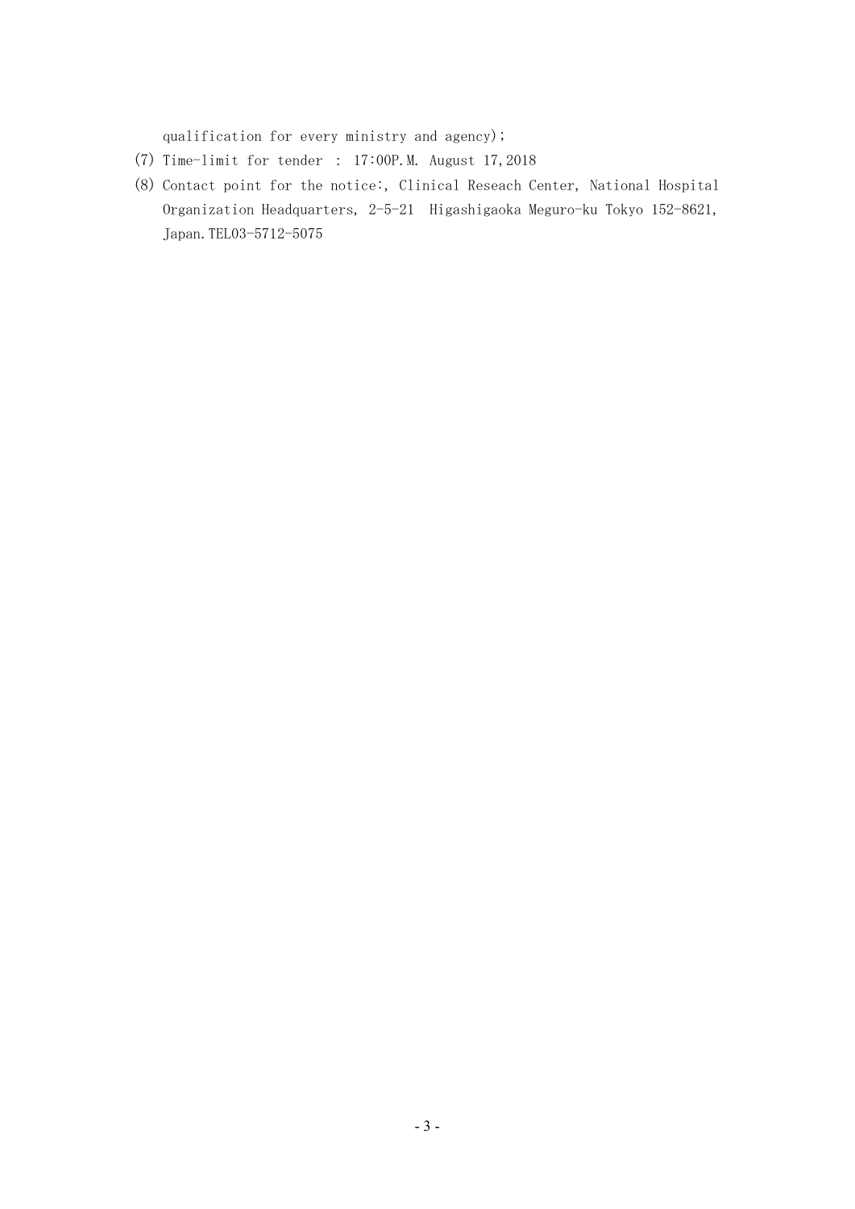qualification for every ministry and agency);

(7) Time-limit for tender : 17:00P.M. August 17,2018

(8) Contact point for the notice:, Clinical Reseach Center, National Hospital Organization Headquarters, 2-5-21 Higashigaoka Meguro-ku Tokyo 152-8621, Japan.TEL03-5712-5075